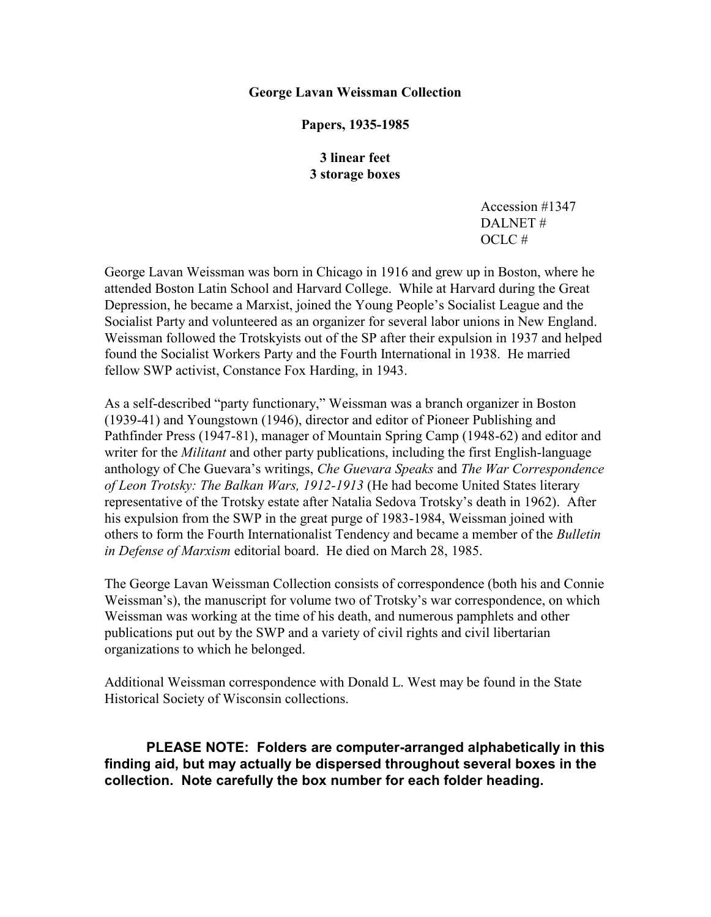**George Lavan Weissman Collection**

**Papers, 1935-1985**

**3 linear feet**
**3 storage boxes**

Accession #1347
DALNET #
OCLC #

George Lavan Weissman was born in Chicago in 1916 and grew up in Boston, where he attended Boston Latin School and Harvard College. While at Harvard during the Great Depression, he became a Marxist, joined the Young People's Socialist League and the Socialist Party and volunteered as an organizer for several labor unions in New England. Weissman followed the Trotskyists out of the SP after their expulsion in 1937 and helped found the Socialist Workers Party and the Fourth International in 1938. He married fellow SWP activist, Constance Fox Harding, in 1943.

As a self-described "party functionary," Weissman was a branch organizer in Boston (1939-41) and Youngstown (1946), director and editor of Pioneer Publishing and Pathfinder Press (1947-81), manager of Mountain Spring Camp (1948-62) and editor and writer for the *Militant* and other party publications, including the first English-language anthology of Che Guevara's writings, *Che Guevara Speaks* and *The War Correspondence of Leon Trotsky: The Balkan Wars, 1912-1913* (He had become United States literary representative of the Trotsky estate after Natalia Sedova Trotsky's death in 1962). After his expulsion from the SWP in the great purge of 1983-1984, Weissman joined with others to form the Fourth Internationalist Tendency and became a member of the *Bulletin in Defense of Marxism* editorial board. He died on March 28, 1985.

The George Lavan Weissman Collection consists of correspondence (both his and Connie Weissman's), the manuscript for volume two of Trotsky's war correspondence, on which Weissman was working at the time of his death, and numerous pamphlets and other publications put out by the SWP and a variety of civil rights and civil libertarian organizations to which he belonged.

Additional Weissman correspondence with Donald L. West may be found in the State Historical Society of Wisconsin collections.

**PLEASE NOTE: Folders are computer-arranged alphabetically in this finding aid, but may actually be dispersed throughout several boxes in the collection. Note carefully the box number for each folder heading.**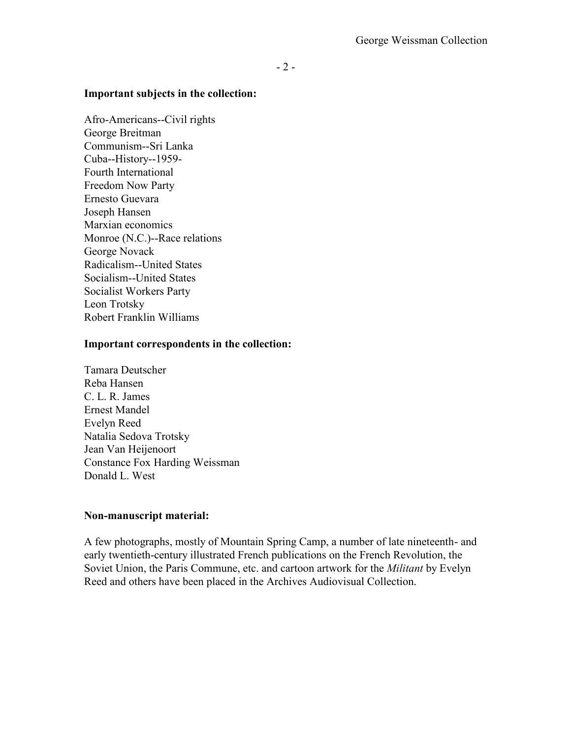**Important subjects in the collection:**

Afro-Americans--Civil rights
George Breitman
Communism--Sri Lanka
Cuba--History--1959-
Fourth International
Freedom Now Party
Ernesto Guevara
Joseph Hansen
Marxian economics
Monroe (N.C.)--Race relations
George Novack
Radicalism--United States
Socialism--United States
Socialist Workers Party
Leon Trotsky
Robert Franklin Williams

**Important correspondents in the collection:**

Tamara Deutscher
Reba Hansen
C. L. R. James
Ernest Mandel
Evelyn Reed
Natalia Sedova Trotsky
Jean Van Heijenoort
Constance Fox Harding Weissman
Donald L. West

**Non-manuscript material:**

A few photographs, mostly of Mountain Spring Camp, a number of late nineteenth- and early twentieth-century illustrated French publications on the French Revolution, the Soviet Union, the Paris Commune, etc. and cartoon artwork for the *Militant* by Evelyn Reed and others have been placed in the Archives Audiovisual Collection.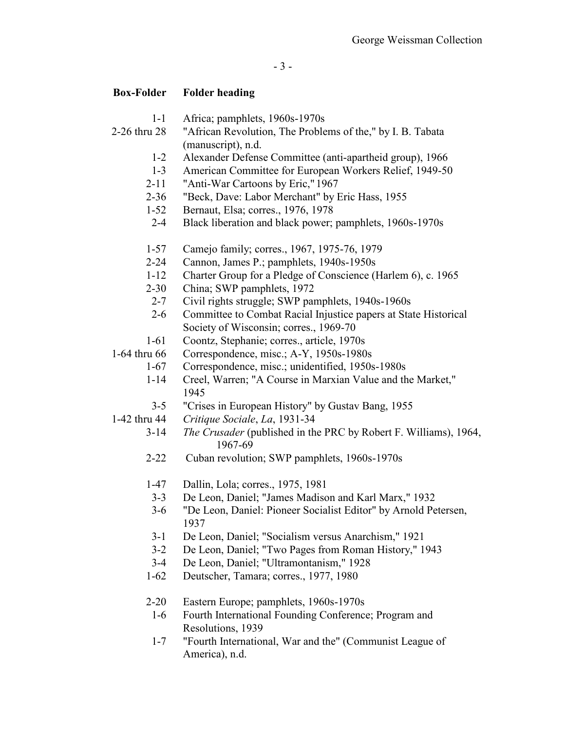| Box-Folder | Folder heading |
|---|---|
| 1-1 | Africa; pamphlets, 1960s-1970s |
| 2-26 thru 28 | "African Revolution, The Problems of the," by I. B. Tabata (manuscript), n.d. |
| 1-2 | Alexander Defense Committee (anti-apartheid group), 1966 |
| 1-3 | American Committee for European Workers Relief, 1949-50 |
| 2-11 | "Anti-War Cartoons by Eric," 1967 |
| 2-36 | "Beck, Dave: Labor Merchant" by Eric Hass, 1955 |
| 1-52 | Bernaut, Elsa; corres., 1976, 1978 |
| 2-4 | Black liberation and black power; pamphlets, 1960s-1970s |
| | |
| 1-57 | Camejo family; corres., 1967, 1975-76, 1979 |
| 2-24 | Cannon, James P.; pamphlets, 1940s-1950s |
| 1-12 | Charter Group for a Pledge of Conscience (Harlem 6), c. 1965 |
| 2-30 | China; SWP pamphlets, 1972 |
| 2-7 | Civil rights struggle; SWP pamphlets, 1940s-1960s |
| 2-6 | Committee to Combat Racial Injustice papers at State Historical Society of Wisconsin; corres., 1969-70 |
| 1-61 | Coontz, Stephanie; corres., article, 1970s |
| 1-64 thru 66 | Correspondence, misc.; A-Y, 1950s-1980s |
| 1-67 | Correspondence, misc.; unidentified, 1950s-1980s |
| 1-14 | Creel, Warren; "A Course in Marxian Value and the Market," 1945 |
| 3-5 | "Crises in European History" by Gustav Bang, 1955 |
| 1-42 thru 44 | *Critique Sociale*, *La*, 1931-34 |
| 3-14 | *The Crusader* (published in the PRC by Robert F. Williams), 1964, 1967-69 |
| 2-22 | Cuban revolution; SWP pamphlets, 1960s-1970s |
| | |
| 1-47 | Dallin, Lola; corres., 1975, 1981 |
| 3-3 | De Leon, Daniel; "James Madison and Karl Marx," 1932 |
| 3-6 | "De Leon, Daniel: Pioneer Socialist Editor" by Arnold Petersen, 1937 |
| 3-1 | De Leon, Daniel; "Socialism versus Anarchism," 1921 |
| 3-2 | De Leon, Daniel; "Two Pages from Roman History," 1943 |
| 3-4 | De Leon, Daniel; "Ultramontanism," 1928 |
| 1-62 | Deutscher, Tamara; corres., 1977, 1980 |
| | |
| 2-20 | Eastern Europe; pamphlets, 1960s-1970s |
| 1-6 | Fourth International Founding Conference; Program and Resolutions, 1939 |
| 1-7 | "Fourth International, War and the" (Communist League of America), n.d. |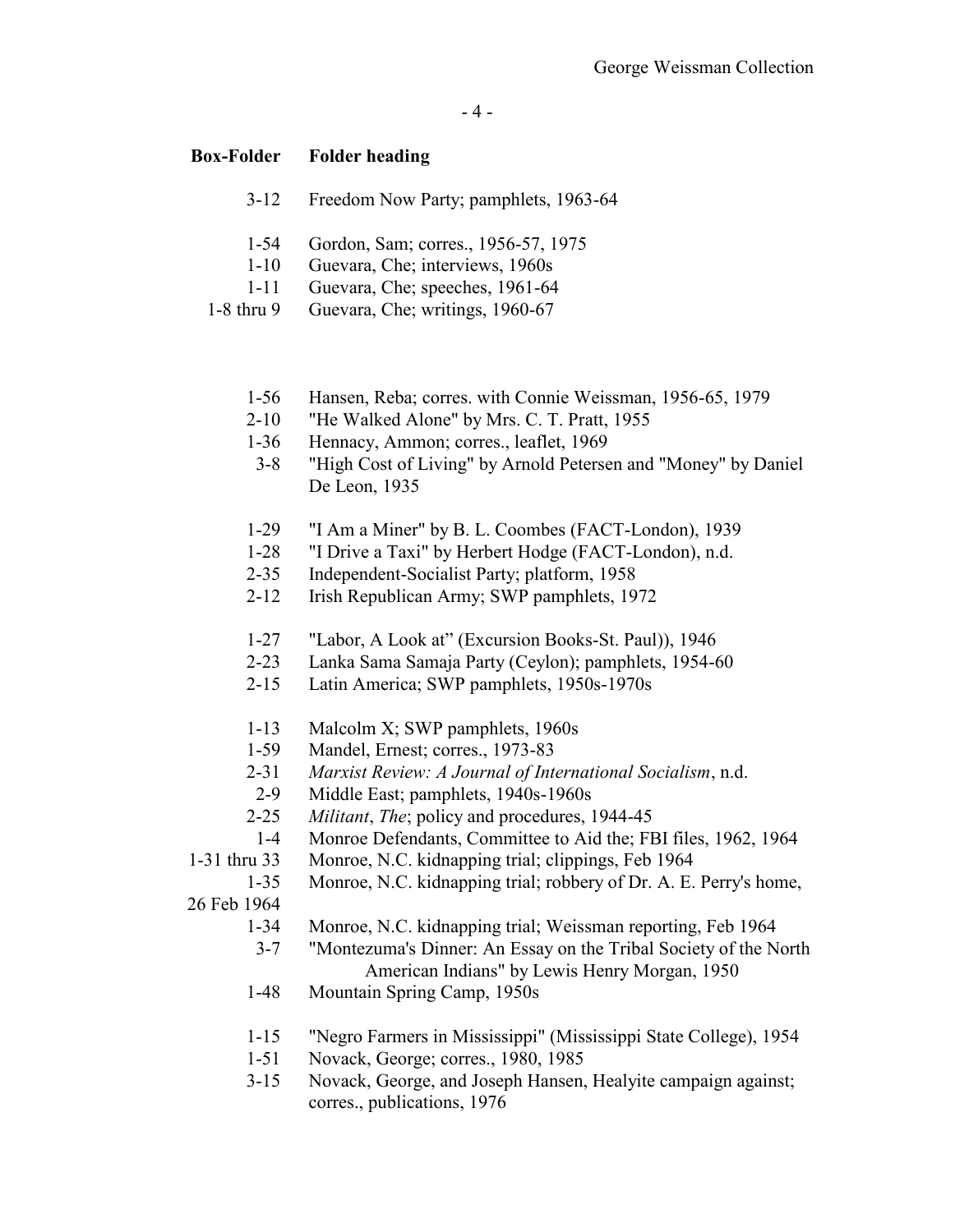| Box-Folder | Folder heading |
|---|---|
| 3-12 | Freedom Now Party; pamphlets, 1963-64 |
| | |
| 1-54 | Gordon, Sam; corres., 1956-57, 1975 |
| 1-10 | Guevara, Che; interviews, 1960s |
| 1-11 | Guevara, Che; speeches, 1961-64 |
| 1-8 thru 9 | Guevara, Che; writings, 1960-67 |
| | |
| 1-56 | Hansen, Reba; corres. with Connie Weissman, 1956-65, 1979 |
| 2-10 | "He Walked Alone" by Mrs. C. T. Pratt, 1955 |
| 1-36 | Hennacy, Ammon; corres., leaflet, 1969 |
| 3-8 | "High Cost of Living" by Arnold Petersen and "Money" by Daniel De Leon, 1935 |
| | |
| 1-29 | "I Am a Miner" by B. L. Coombes (FACT-London), 1939 |
| 1-28 | "I Drive a Taxi" by Herbert Hodge (FACT-London), n.d. |
| 2-35 | Independent-Socialist Party; platform, 1958 |
| 2-12 | Irish Republican Army; SWP pamphlets, 1972 |
| | |
| 1-27 | "Labor, A Look at" (Excursion Books-St. Paul)), 1946 |
| 2-23 | Lanka Sama Samaja Party (Ceylon); pamphlets, 1954-60 |
| 2-15 | Latin America; SWP pamphlets, 1950s-1970s |
| | |
| 1-13 | Malcolm X; SWP pamphlets, 1960s |
| 1-59 | Mandel, Ernest; corres., 1973-83 |
| 2-31 | *Marxist Review: A Journal of International Socialism*, n.d. |
| 2-9 | Middle East; pamphlets, 1940s-1960s |
| 2-25 | *Militant*, *The*; policy and procedures, 1944-45 |
| 1-4 | Monroe Defendants, Committee to Aid the; FBI files, 1962, 1964 |
| 1-31 thru 33 | Monroe, N.C. kidnapping trial; clippings, Feb 1964 |
| 1-35 | Monroe, N.C. kidnapping trial; robbery of Dr. A. E. Perry's home, 26 Feb 1964 |
| 1-34 | Monroe, N.C. kidnapping trial; Weissman reporting, Feb 1964 |
| 3-7 | "Montezuma's Dinner: An Essay on the Tribal Society of the North American Indians" by Lewis Henry Morgan, 1950 |
| 1-48 | Mountain Spring Camp, 1950s |
| | |
| 1-15 | "Negro Farmers in Mississippi" (Mississippi State College), 1954 |
| 1-51 | Novack, George; corres., 1980, 1985 |
| 3-15 | Novack, George, and Joseph Hansen, Healyite campaign against; corres., publications, 1976 |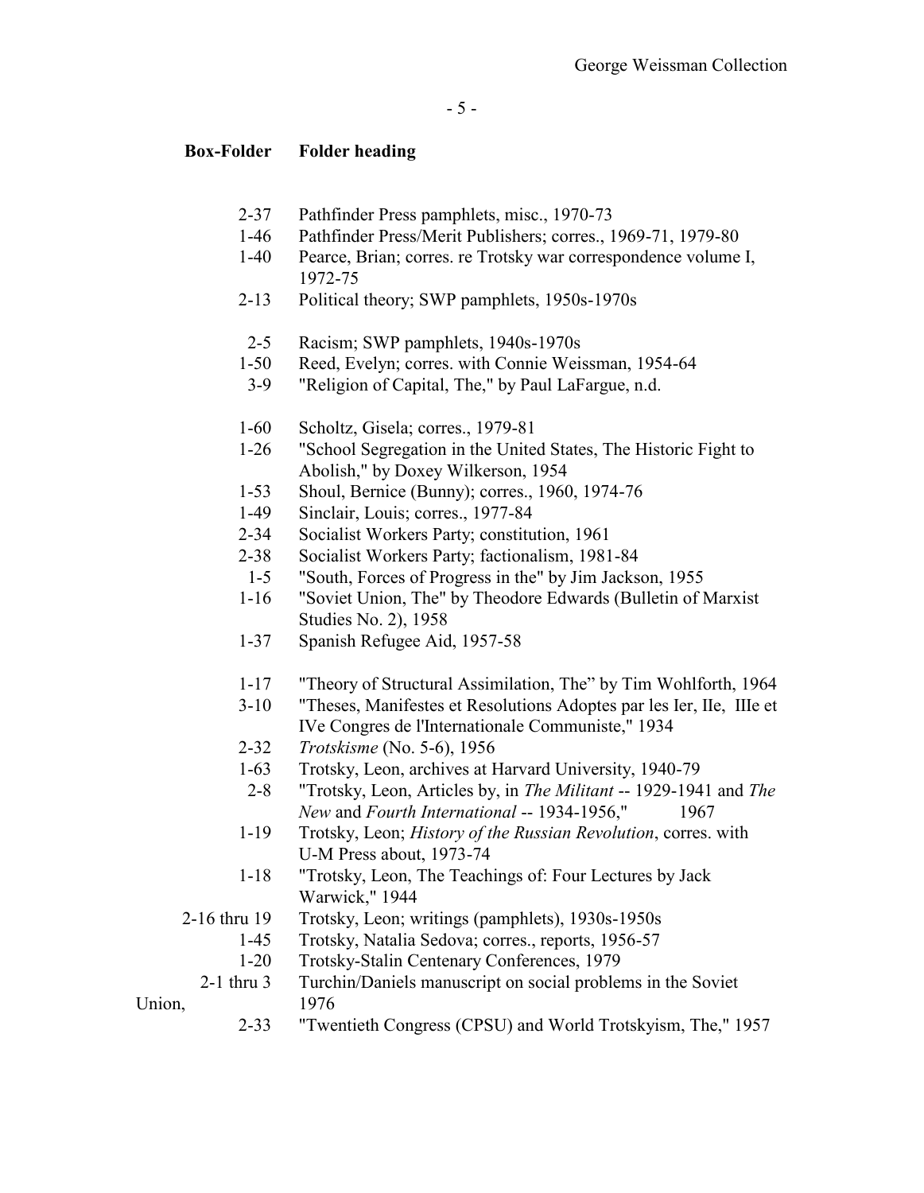| Box-Folder | Folder heading |
|---|---|
| 2-37 | Pathfinder Press pamphlets, misc., 1970-73 |
| 1-46 | Pathfinder Press/Merit Publishers; corres., 1969-71, 1979-80 |
| 1-40 | Pearce, Brian; corres. re Trotsky war correspondence volume I, 1972-75 |
| 2-13 | Political theory; SWP pamphlets, 1950s-1970s |
| 2-5 | Racism; SWP pamphlets, 1940s-1970s |
| 1-50 | Reed, Evelyn; corres. with Connie Weissman, 1954-64 |
| 3-9 | "Religion of Capital, The," by Paul LaFargue, n.d. |
| 1-60 | Scholtz, Gisela; corres., 1979-81 |
| 1-26 | "School Segregation in the United States, The Historic Fight to Abolish," by Doxey Wilkerson, 1954 |
| 1-53 | Shoul, Bernice (Bunny); corres., 1960, 1974-76 |
| 1-49 | Sinclair, Louis; corres., 1977-84 |
| 2-34 | Socialist Workers Party; constitution, 1961 |
| 2-38 | Socialist Workers Party; factionalism, 1981-84 |
| 1-5 | "South, Forces of Progress in the" by Jim Jackson, 1955 |
| 1-16 | "Soviet Union, The" by Theodore Edwards (Bulletin of Marxist Studies No. 2), 1958 |
| 1-37 | Spanish Refugee Aid, 1957-58 |
| 1-17 | "Theory of Structural Assimilation, The" by Tim Wohlforth, 1964 |
| 3-10 | "Theses, Manifestes et Resolutions Adoptes par les Ier, IIe, IIIe et IVe Congres de l'Internationale Communiste," 1934 |
| 2-32 | *Trotskisme* (No. 5-6), 1956 |
| 1-63 | Trotsky, Leon, archives at Harvard University, 1940-79 |
| 2-8 | "Trotsky, Leon, Articles by, in *The Militant* -- 1929-1941 and *The New* and *Fourth International* -- 1934-1956," 1967 |
| 1-19 | Trotsky, Leon; *History of the Russian Revolution*, corres. with U-M Press about, 1973-74 |
| 1-18 | "Trotsky, Leon, The Teachings of: Four Lectures by Jack Warwick," 1944 |
| 2-16 thru 19 | Trotsky, Leon; writings (pamphlets), 1930s-1950s |
| 1-45 | Trotsky, Natalia Sedova; corres., reports, 1956-57 |
| 1-20 | Trotsky-Stalin Centenary Conferences, 1979 |
| 2-1 thru 3 | Turchin/Daniels manuscript on social problems in the Soviet Union, 1976 |
| 2-33 | "Twentieth Congress (CPSU) and World Trotskyism, The," 1957 |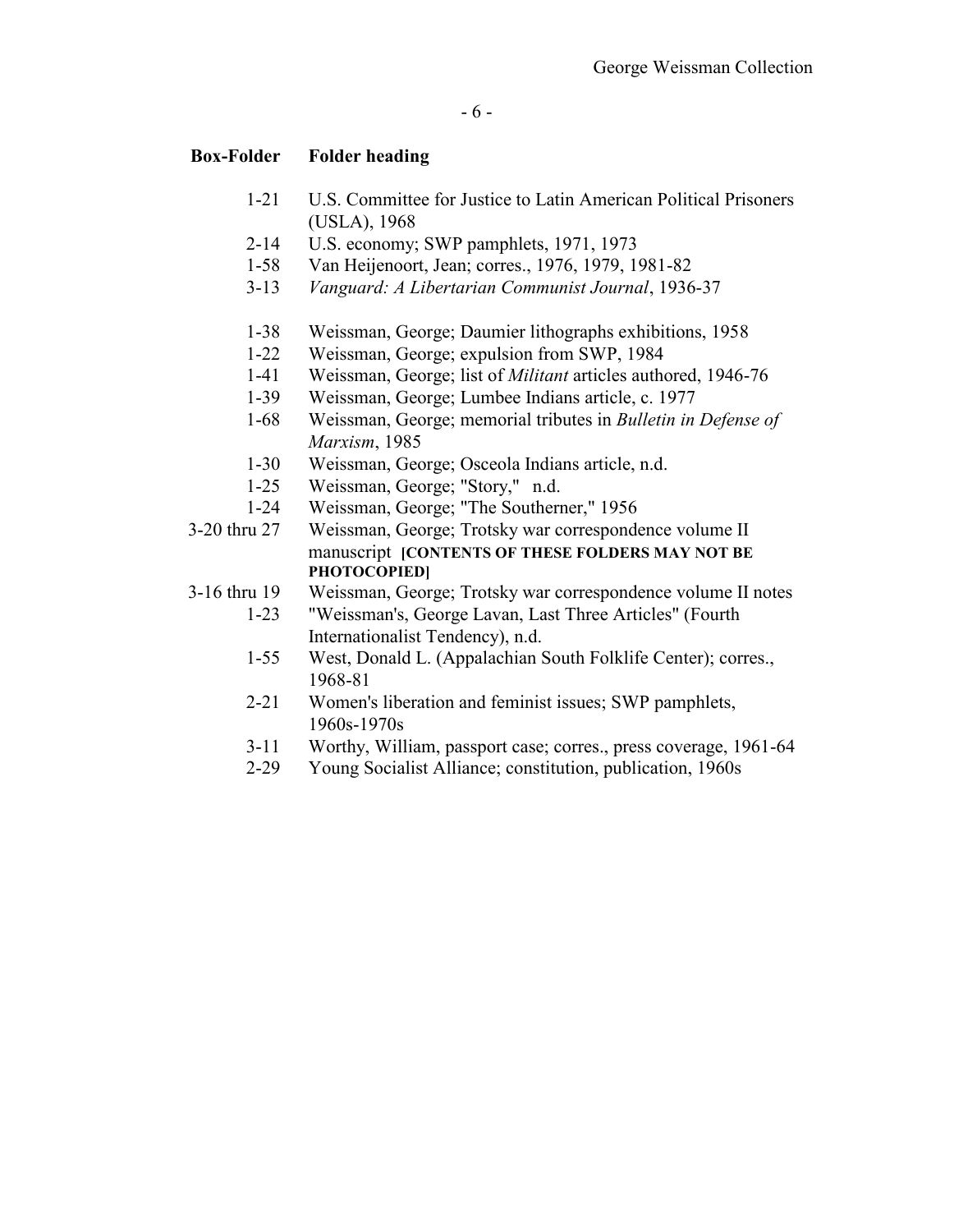| Box-Folder | Folder heading |
|---|---|
| 1-21 | U.S. Committee for Justice to Latin American Political Prisoners (USLA), 1968 |
| 2-14 | U.S. economy; SWP pamphlets, 1971, 1973 |
| 1-58 | Van Heijenoort, Jean; corres., 1976, 1979, 1981-82 |
| 3-13 | *Vanguard: A Libertarian Communist Journal*, 1936-37 |
| 1-38 | Weissman, George; Daumier lithographs exhibitions, 1958 |
| 1-22 | Weissman, George; expulsion from SWP, 1984 |
| 1-41 | Weissman, George; list of *Militant* articles authored, 1946-76 |
| 1-39 | Weissman, George; Lumbee Indians article, c. 1977 |
| 1-68 | Weissman, George; memorial tributes in *Bulletin in Defense of Marxism*, 1985 |
| 1-30 | Weissman, George; Osceola Indians article, n.d. |
| 1-25 | Weissman, George; "Story," n.d. |
| 1-24 | Weissman, George; "The Southerner," 1956 |
| 3-20 thru 27 | Weissman, George; Trotsky war correspondence volume II manuscript **[CONTENTS OF THESE FOLDERS MAY NOT BE PHOTOCOPIED]** |
| 3-16 thru 19 | Weissman, George; Trotsky war correspondence volume II notes |
| 1-23 | "Weissman's, George Lavan, Last Three Articles" (Fourth Internationalist Tendency), n.d. |
| 1-55 | West, Donald L. (Appalachian South Folklife Center); corres., 1968-81 |
| 2-21 | Women's liberation and feminist issues; SWP pamphlets, 1960s-1970s |
| 3-11 | Worthy, William, passport case; corres., press coverage, 1961-64 |
| 2-29 | Young Socialist Alliance; constitution, publication, 1960s |